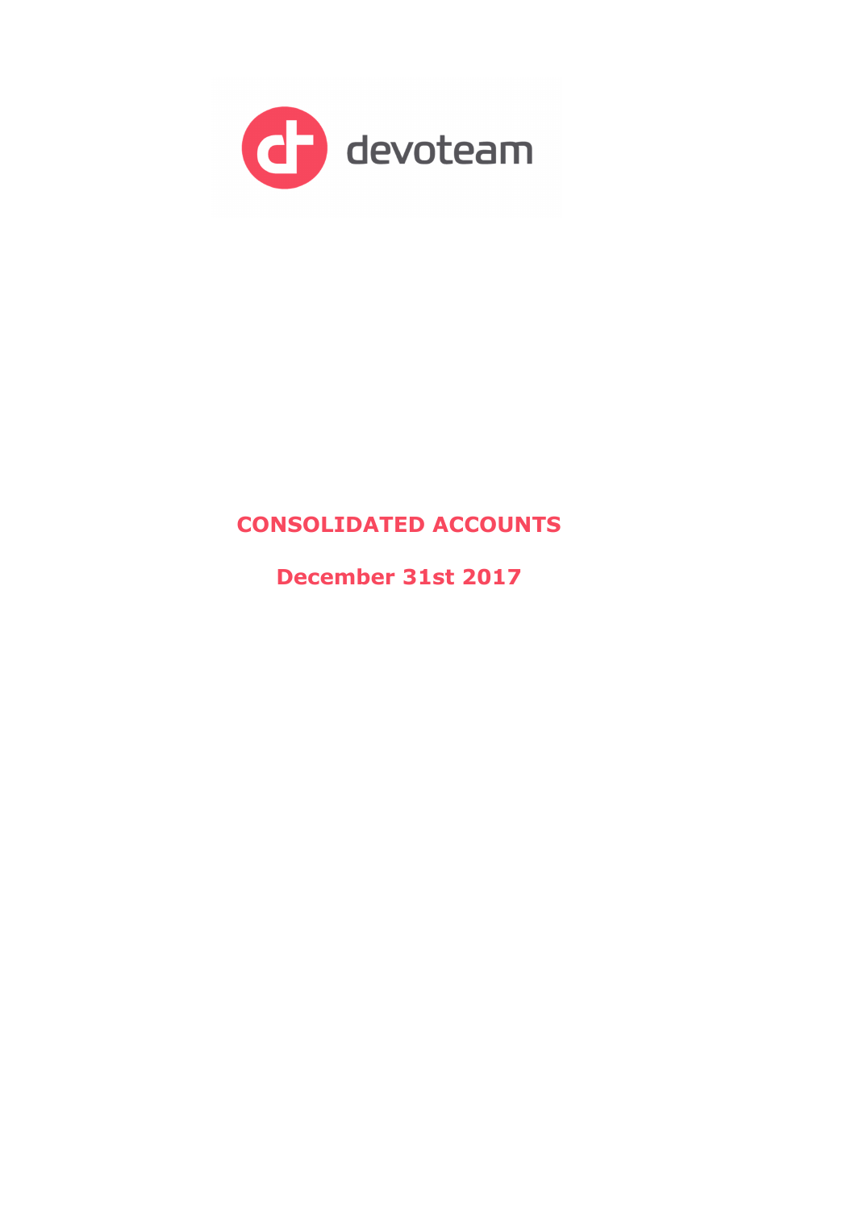devoteam

# CONSOLIDATED ACCOUNTS

## December 31st 2017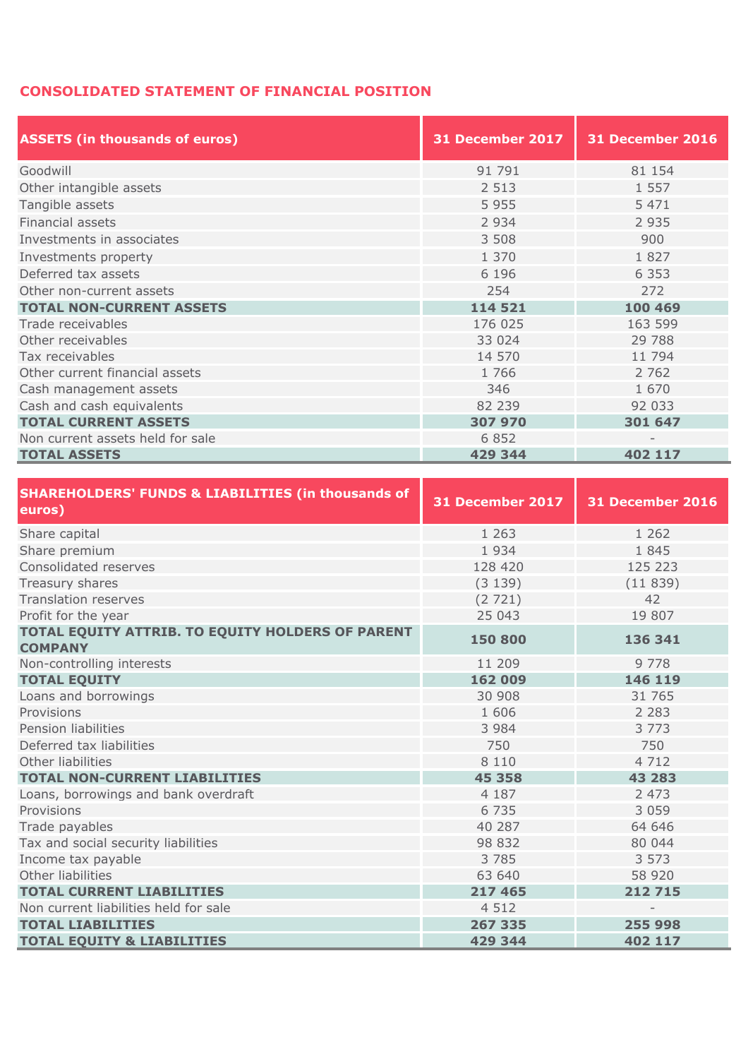## CONSOLIDATED STATEMENT OF FINANCIAL POSITION

| ASSETS (in thousands of euros) | 31 December 2017 | 31 December 2016 |
|---|---|---|
| Goodwill | 91 791 | 81 154 |
| Other intangible assets | 2 513 | 1 557 |
| Tangible assets | 5 955 | 5 471 |
| Financial assets | 2 934 | 2 935 |
| Investments in associates | 3 508 | 900 |
| Investments property | 1 370 | 1 827 |
| Deferred tax assets | 6 196 | 6 353 |
| Other non-current assets | 254 | 272 |
| **TOTAL NON-CURRENT ASSETS** | **114 521** | **100 469** |
| Trade receivables | 176 025 | 163 599 |
| Other receivables | 33 024 | 29 788 |
| Tax receivables | 14 570 | 11 794 |
| Other current financial assets | 1 766 | 2 762 |
| Cash management assets | 346 | 1 670 |
| Cash and cash equivalents | 82 239 | 92 033 |
| **TOTAL CURRENT ASSETS** | **307 970** | **301 647** |
| Non current assets held for sale | 6 852 | - |
| **TOTAL ASSETS** | **429 344** | **402 117** |

| SHAREHOLDERS' FUNDS & LIABILITIES (in thousands of euros) | 31 December 2017 | 31 December 2016 |
|---|---|---|
| Share capital | 1 263 | 1 262 |
| Share premium | 1 934 | 1 845 |
| Consolidated reserves | 128 420 | 125 223 |
| Treasury shares | (3 139) | (11 839) |
| Translation reserves | (2 721) | 42 |
| Profit for the year | 25 043 | 19 807 |
| **TOTAL EQUITY ATTRIB. TO EQUITY HOLDERS OF PARENT COMPANY** | **150 800** | **136 341** |
| Non-controlling interests | 11 209 | 9 778 |
| **TOTAL EQUITY** | **162 009** | **146 119** |
| Loans and borrowings | 30 908 | 31 765 |
| Provisions | 1 606 | 2 283 |
| Pension liabilities | 3 984 | 3 773 |
| Deferred tax liabilities | 750 | 750 |
| Other liabilities | 8 110 | 4 712 |
| **TOTAL NON-CURRENT LIABILITIES** | **45 358** | **43 283** |
| Loans, borrowings and bank overdraft | 4 187 | 2 473 |
| Provisions | 6 735 | 3 059 |
| Trade payables | 40 287 | 64 646 |
| Tax and social security liabilities | 98 832 | 80 044 |
| Income tax payable | 3 785 | 3 573 |
| Other liabilities | 63 640 | 58 920 |
| **TOTAL CURRENT LIABILITIES** | **217 465** | **212 715** |
| Non current liabilities held for sale | 4 512 | - |
| **TOTAL LIABILITIES** | **267 335** | **255 998** |
| **TOTAL EQUITY & LIABILITIES** | **429 344** | **402 117** |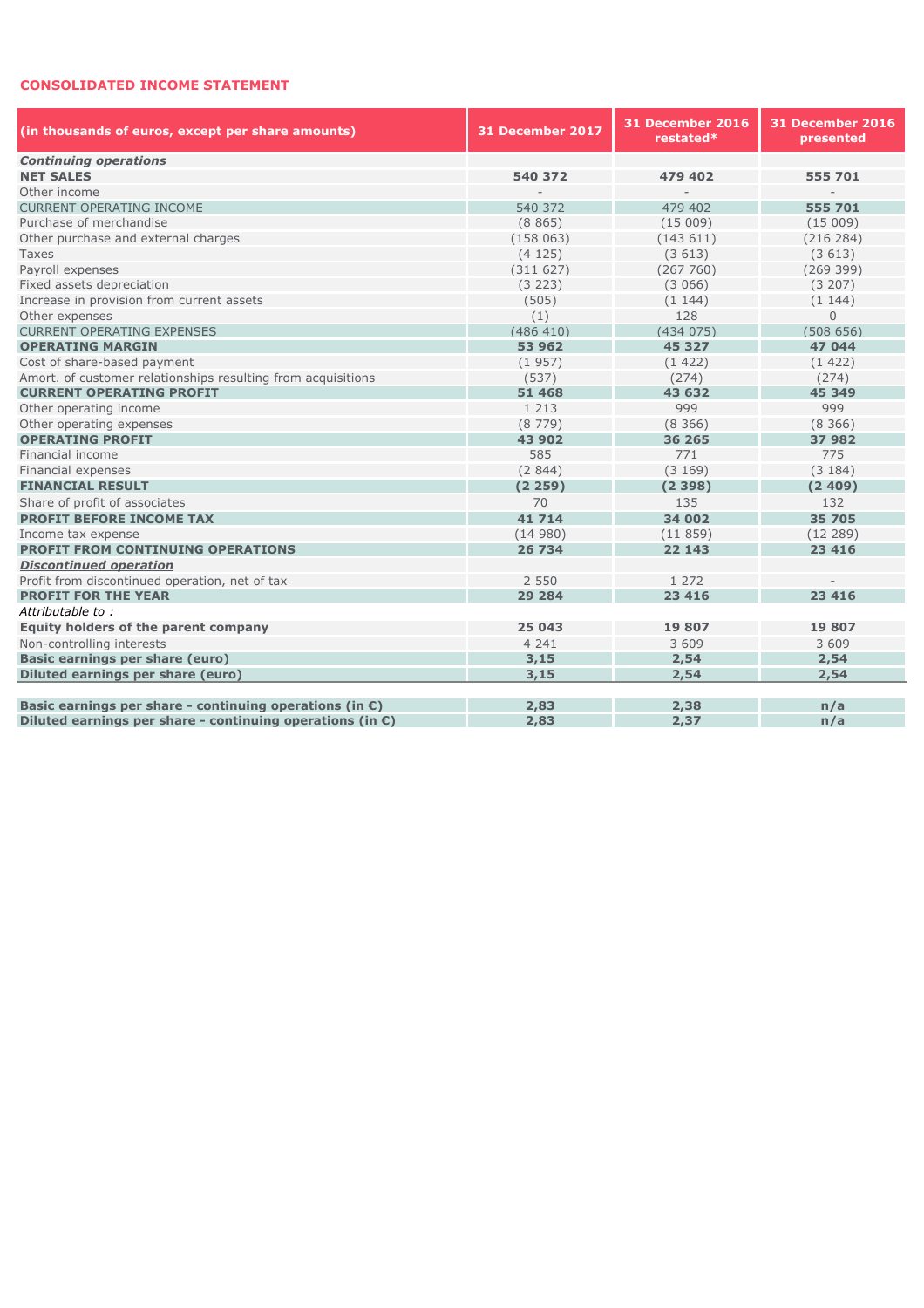## CONSOLIDATED INCOME STATEMENT

| (in thousands of euros, except per share amounts) | 31 December 2017 | 31 December 2016 restated* | 31 December 2016 presented |
|---|---|---|---|
| ***Continuing operations*** | | | |
| **NET SALES** | **540 372** | **479 402** | **555 701** |
| Other income | - | - | - |
| CURRENT OPERATING INCOME | 540 372 | 479 402 | **555 701** |
| Purchase of merchandise | (8 865) | (15 009) | (15 009) |
| Other purchase and external charges | (158 063) | (143 611) | (216 284) |
| Taxes | (4 125) | (3 613) | (3 613) |
| Payroll expenses | (311 627) | (267 760) | (269 399) |
| Fixed assets depreciation | (3 223) | (3 066) | (3 207) |
| Increase in provision from current assets | (505) | (1 144) | (1 144) |
| Other expenses | (1) | 128 | 0 |
| CURRENT OPERATING EXPENSES | (486 410) | (434 075) | (508 656) |
| **OPERATING MARGIN** | **53 962** | **45 327** | **47 044** |
| Cost of share-based payment | (1 957) | (1 422) | (1 422) |
| Amort. of customer relationships resulting from acquisitions | (537) | (274) | (274) |
| **CURRENT OPERATING PROFIT** | **51 468** | **43 632** | **45 349** |
| Other operating income | 1 213 | 999 | 999 |
| Other operating expenses | (8 779) | (8 366) | (8 366) |
| **OPERATING PROFIT** | **43 902** | **36 265** | **37 982** |
| Financial income | 585 | 771 | 775 |
| Financial expenses | (2 844) | (3 169) | (3 184) |
| **FINANCIAL RESULT** | **(2 259)** | **(2 398)** | **(2 409)** |
| Share of profit of associates | 70 | 135 | 132 |
| **PROFIT BEFORE INCOME TAX** | **41 714** | **34 002** | **35 705** |
| Income tax expense | (14 980) | (11 859) | (12 289) |
| **PROFIT FROM CONTINUING OPERATIONS** | **26 734** | **22 143** | **23 416** |
| ***Discontinued operation*** | | | |
| Profit from discontinued operation, net of tax | 2 550 | 1 272 | - |
| **PROFIT FOR THE YEAR** | **29 284** | **23 416** | **23 416** |
| *Attributable to :* | | | |
| **Equity holders of the parent company** | **25 043** | **19 807** | **19 807** |
| Non-controlling interests | 4 241 | 3 609 | 3 609 |
| **Basic earnings per share (euro)** | **3,15** | **2,54** | **2,54** |
| **Diluted earnings per share (euro)** | **3,15** | **2,54** | **2,54** |
| | | | |
| **Basic earnings per share - continuing operations (in €)** | **2,83** | **2,38** | **n/a** |
| **Diluted earnings per share - continuing operations (in €)** | **2,83** | **2,37** | **n/a** |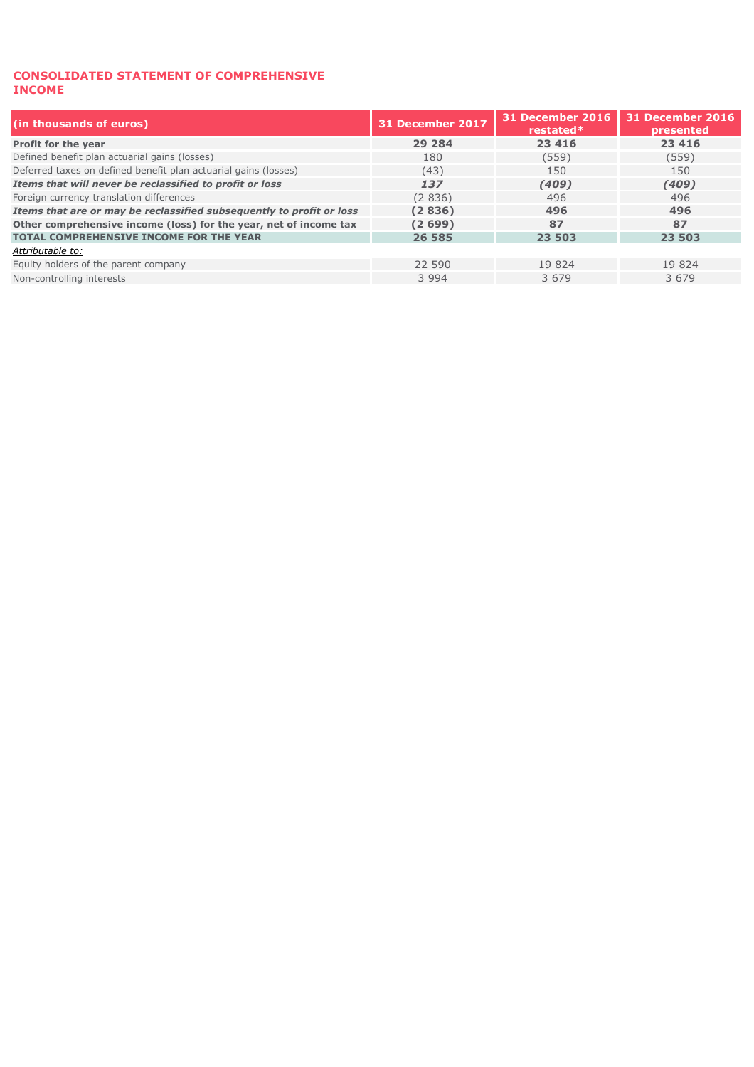## CONSOLIDATED STATEMENT OF COMPREHENSIVE INCOME

| (in thousands of euros) | 31 December 2017 | 31 December 2016 restated* | 31 December 2016 presented |
|---|---|---|---|
| **Profit for the year** | **29 284** | **23 416** | **23 416** |
| Defined benefit plan actuarial gains (losses) | 180 | (559) | (559) |
| Deferred taxes on defined benefit plan actuarial gains (losses) | (43) | 150 | 150 |
| ***Items that will never be reclassified to profit or loss*** | ***137*** | ***(409)*** | ***(409)*** |
| Foreign currency translation differences | (2 836) | 496 | 496 |
| ***Items that are or may be reclassified subsequently to profit or loss*** | **(2 836)** | **496** | **496** |
| **Other comprehensive income (loss) for the year, net of income tax** | **(2 699)** | **87** | **87** |
| **TOTAL COMPREHENSIVE INCOME FOR THE YEAR** | **26 585** | **23 503** | **23 503** |
| *Attributable to:* | | | |
| Equity holders of the parent company | 22 590 | 19 824 | 19 824 |
| Non-controlling interests | 3 994 | 3 679 | 3 679 |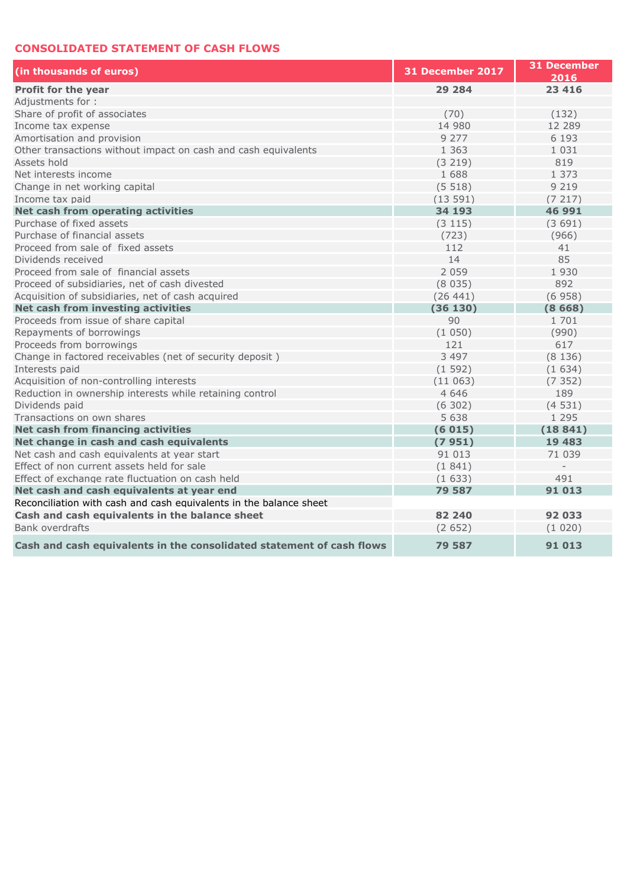## CONSOLIDATED STATEMENT OF CASH FLOWS

| (in thousands of euros) | 31 December 2017 | 31 December 2016 |
|---|---|---|
| **Profit for the year** | **29 284** | **23 416** |
| Adjustments for : | | |
| Share of profit of associates | (70) | (132) |
| Income tax expense | 14 980 | 12 289 |
| Amortisation and provision | 9 277 | 6 193 |
| Other transactions without impact on cash and cash equivalents | 1 363 | 1 031 |
| Assets hold | (3 219) | 819 |
| Net interests income | 1 688 | 1 373 |
| Change in net working capital | (5 518) | 9 219 |
| Income tax paid | (13 591) | (7 217) |
| **Net cash from operating activities** | **34 193** | **46 991** |
| Purchase of fixed assets | (3 115) | (3 691) |
| Purchase of financial assets | (723) | (966) |
| Proceed from sale of fixed assets | 112 | 41 |
| Dividends received | 14 | 85 |
| Proceed from sale of financial assets | 2 059 | 1 930 |
| Proceed of subsidiaries, net of cash divested | (8 035) | 892 |
| Acquisition of subsidiaries, net of cash acquired | (26 441) | (6 958) |
| **Net cash from investing activities** | **(36 130)** | **(8 668)** |
| Proceeds from issue of share capital | 90 | 1 701 |
| Repayments of borrowings | (1 050) | (990) |
| Proceeds from borrowings | 121 | 617 |
| Change in factored receivables (net of security deposit ) | 3 497 | (8 136) |
| Interests paid | (1 592) | (1 634) |
| Acquisition of non-controlling interests | (11 063) | (7 352) |
| Reduction in ownership interests while retaining control | 4 646 | 189 |
| Dividends paid | (6 302) | (4 531) |
| Transactions on own shares | 5 638 | 1 295 |
| **Net cash from financing activities** | **(6 015)** | **(18 841)** |
| **Net change in cash and cash equivalents** | **(7 951)** | **19 483** |
| Net cash and cash equivalents at year start | 91 013 | 71 039 |
| Effect of non current assets held for sale | (1 841) | - |
| Effect of exchange rate fluctuation on cash held | (1 633) | 491 |
| **Net cash and cash equivalents at year end** | **79 587** | **91 013** |
| Reconciliation with cash and cash equivalents in the balance sheet | | |
| **Cash and cash equivalents in the balance sheet** | **82 240** | **92 033** |
| Bank overdrafts | (2 652) | (1 020) |
| **Cash and cash equivalents in the consolidated statement of cash flows** | **79 587** | **91 013** |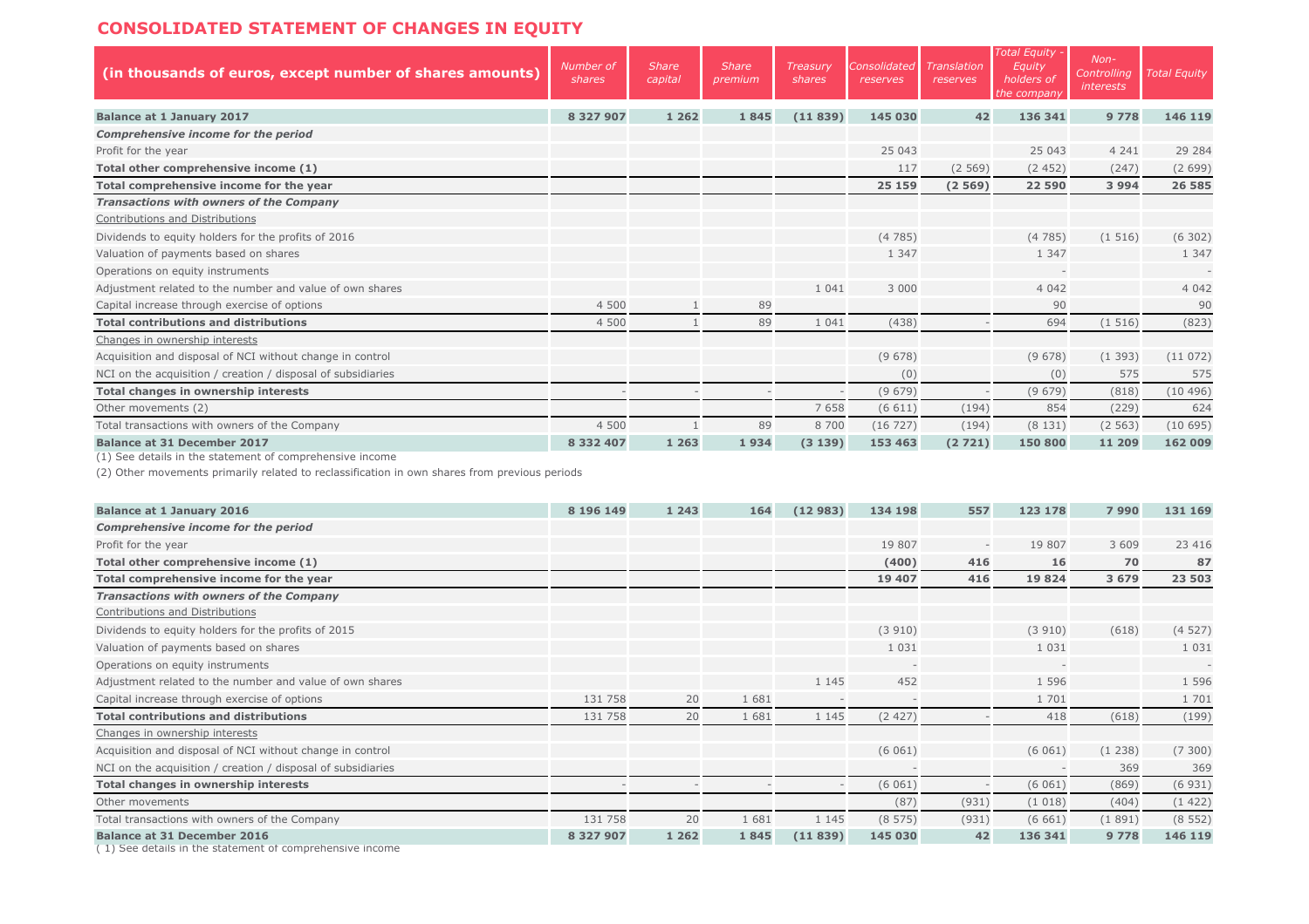## CONSOLIDATED STATEMENT OF CHANGES IN EQUITY

| (in thousands of euros, except number of shares amounts) | Number of shares | Share capital | Share premium | Treasury shares | Consolidated reserves | Translation reserves | Total Equity - Equity holders of the company | Non-Controlling interests | Total Equity |
|---|---|---|---|---|---|---|---|---|---|
| **Balance at 1 January 2017** | **8 327 907** | **1 262** | **1 845** | **(11 839)** | **145 030** | **42** | **136 341** | **9 778** | **146 119** |
| ***Comprehensive income for the period*** | | | | | | | | | |
| Profit for the year | | | | | 25 043 | | 25 043 | 4 241 | 29 284 |
| **Total other comprehensive income (1)** | | | | | 117 | (2 569) | (2 452) | (247) | (2 699) |
| **Total comprehensive income for the year** | | | | | **25 159** | **(2 569)** | **22 590** | **3 994** | **26 585** |
| ***Transactions with owners of the Company*** | | | | | | | | | |
| Contributions and Distributions | | | | | | | | | |
| Dividends to equity holders for the profits of 2016 | | | | | (4 785) | | (4 785) | (1 516) | (6 302) |
| Valuation of payments based on shares | | | | | 1 347 | | 1 347 | | 1 347 |
| Operations on equity instruments | | | | | | | - | | - |
| Adjustment related to the number and value of own shares | | | | 1 041 | 3 000 | | 4 042 | | 4 042 |
| Capital increase through exercise of options | 4 500 | 1 | 89 | | | | 90 | | 90 |
| **Total contributions and distributions** | 4 500 | 1 | 89 | 1 041 | (438) | - | 694 | (1 516) | (823) |
| Changes in ownership interests | | | | | | | | | |
| Acquisition and disposal of NCI without change in control | | | | | (9 678) | | (9 678) | (1 393) | (11 072) |
| NCI on the acquisition / creation / disposal of subsidiaries | | | | | (0) | | (0) | 575 | 575 |
| **Total changes in ownership interests** | - | - | - | - | (9 679) | - | (9 679) | (818) | (10 496) |
| Other movements (2) | | | | 7 658 | (6 611) | (194) | 854 | (229) | 624 |
| Total transactions with owners of the Company | 4 500 | 1 | 89 | 8 700 | (16 727) | (194) | (8 131) | (2 563) | (10 695) |
| **Balance at 31 December 2017** | **8 332 407** | **1 263** | **1 934** | **(3 139)** | **153 463** | **(2 721)** | **150 800** | **11 209** | **162 009** |

(1) See details in the statement of comprehensive income

(2) Other movements primarily related to reclassification in own shares from previous periods

| (in thousands of euros, except number of shares amounts) | Number of shares | Share capital | Share premium | Treasury shares | Consolidated reserves | Translation reserves | Total Equity - Equity holders of the company | Non-Controlling interests | Total Equity |
|---|---|---|---|---|---|---|---|---|---|
| **Balance at 1 January 2016** | **8 196 149** | **1 243** | **164** | **(12 983)** | **134 198** | **557** | **123 178** | **7 990** | **131 169** |
| ***Comprehensive income for the period*** | | | | | | | | | |
| Profit for the year | | | | | 19 807 | - | 19 807 | 3 609 | 23 416 |
| **Total other comprehensive income (1)** | | | | | **(400)** | **416** | **16** | **70** | **87** |
| **Total comprehensive income for the year** | | | | | **19 407** | **416** | **19 824** | **3 679** | **23 503** |
| ***Transactions with owners of the Company*** | | | | | | | | | |
| Contributions and Distributions | | | | | | | | | |
| Dividends to equity holders for the profits of 2015 | | | | | (3 910) | | (3 910) | (618) | (4 527) |
| Valuation of payments based on shares | | | | | 1 031 | | 1 031 | | 1 031 |
| Operations on equity instruments | | | | | - | | - | | - |
| Adjustment related to the number and value of own shares | | | | 1 145 | 452 | | 1 596 | | 1 596 |
| Capital increase through exercise of options | 131 758 | 20 | 1 681 | - | - | | 1 701 | | 1 701 |
| **Total contributions and distributions** | 131 758 | 20 | 1 681 | 1 145 | (2 427) | - | 418 | (618) | (199) |
| Changes in ownership interests | | | | | | | | | |
| Acquisition and disposal of NCI without change in control | | | | | (6 061) | | (6 061) | (1 238) | (7 300) |
| NCI on the acquisition / creation / disposal of subsidiaries | | | | | - | | - | 369 | 369 |
| **Total changes in ownership interests** | - | - | - | - | (6 061) | - | (6 061) | (869) | (6 931) |
| Other movements | | | | | (87) | (931) | (1 018) | (404) | (1 422) |
| Total transactions with owners of the Company | 131 758 | 20 | 1 681 | 1 145 | (8 575) | (931) | (6 661) | (1 891) | (8 552) |
| **Balance at 31 December 2016** | **8 327 907** | **1 262** | **1 845** | **(11 839)** | **145 030** | **42** | **136 341** | **9 778** | **146 119** |

( 1) See details in the statement of comprehensive income